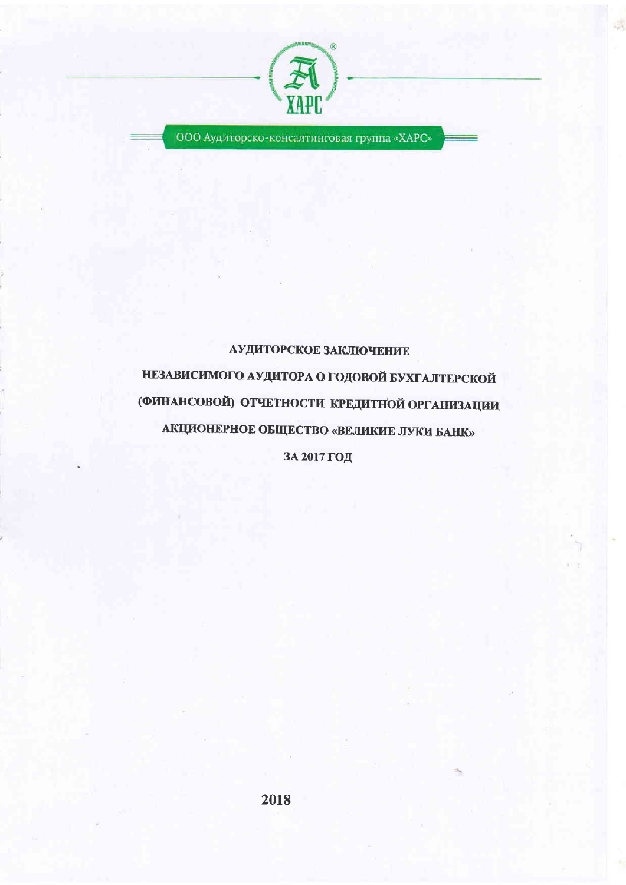ХАРС

ООО Аудиторско-консалтинговая группа «ХАРС»

# АУДИТОРСКОЕ ЗАКЛЮЧЕНИЕ

# НЕЗАВИСИМОГО АУДИТОРА О ГОДОВОЙ БУХГАЛТЕРСКОЙ (ФИНАНСОВОЙ) ОТЧЕТНОСТИ КРЕДИТНОЙ ОРГАНИЗАЦИИ АКЦИОНЕРНОЕ ОБЩЕСТВО «ВЕЛИКИЕ ЛУКИ БАНК»

# ЗА 2017 ГОД

2018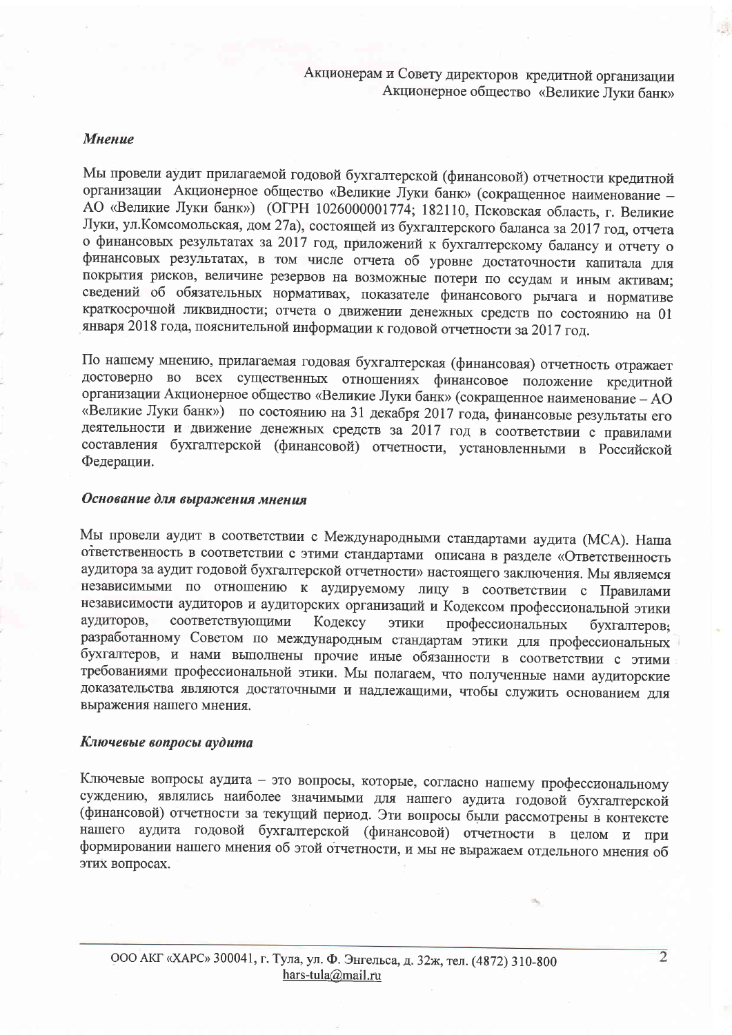Акционерам и Совету директоров кредитной организации
Акционерное общество «Великие Луки банк»

***Мнение***

Мы провели аудит прилагаемой годовой бухгалтерской (финансовой) отчетности кредитной организации Акционерное общество «Великие Луки банк» (сокращенное наименование – АО «Великие Луки банк») (ОГРН 1026000001774; 182110, Псковская область, г. Великие Луки, ул.Комсомольская, дом 27а), состоящей из бухгалтерского баланса за 2017 год, отчета о финансовых результатах за 2017 год, приложений к бухгалтерскому балансу и отчету о финансовых результатах, в том числе отчета об уровне достаточности капитала для покрытия рисков, величине резервов на возможные потери по ссудам и иным активам; сведений об обязательных нормативах, показателе финансового рычага и нормативе краткосрочной ликвидности; отчета о движении денежных средств по состоянию на 01 января 2018 года, пояснительной информации к годовой отчетности за 2017 год.

По нашему мнению, прилагаемая годовая бухгалтерская (финансовая) отчетность отражает достоверно во всех существенных отношениях финансовое положение кредитной организации Акционерное общество «Великие Луки банк» (сокращенное наименование – АО «Великие Луки банк») по состоянию на 31 декабря 2017 года, финансовые результаты его деятельности и движение денежных средств за 2017 год в соответствии с правилами составления бухгалтерской (финансовой) отчетности, установленными в Российской Федерации.

***Основание для выражения мнения***

Мы провели аудит в соответствии с Международными стандартами аудита (МСА). Наша ответственность в соответствии с этими стандартами описана в разделе «Ответственность аудитора за аудит годовой бухгалтерской отчетности» настоящего заключения. Мы являемся независимыми по отношению к аудируемому лицу в соответствии с Правилами независимости аудиторов и аудиторских организаций и Кодексом профессиональной этики аудиторов, соответствующими Кодексу этики профессиональных бухгалтеров; разработанному Советом по международным стандартам этики для профессиональных бухгалтеров, и нами выполнены прочие иные обязанности в соответствии с этими требованиями профессиональной этики. Мы полагаем, что полученные нами аудиторские доказательства являются достаточными и надлежащими, чтобы служить основанием для выражения нашего мнения.

***Ключевые вопросы аудита***

Ключевые вопросы аудита – это вопросы, которые, согласно нашему профессиональному суждению, являлись наиболее значимыми для нашего аудита годовой бухгалтерской (финансовой) отчетности за текущий период. Эти вопросы были рассмотрены в контексте нашего аудита годовой бухгалтерской (финансовой) отчетности в целом и при формировании нашего мнения об этой отчетности, и мы не выражаем отдельного мнения об этих вопросах.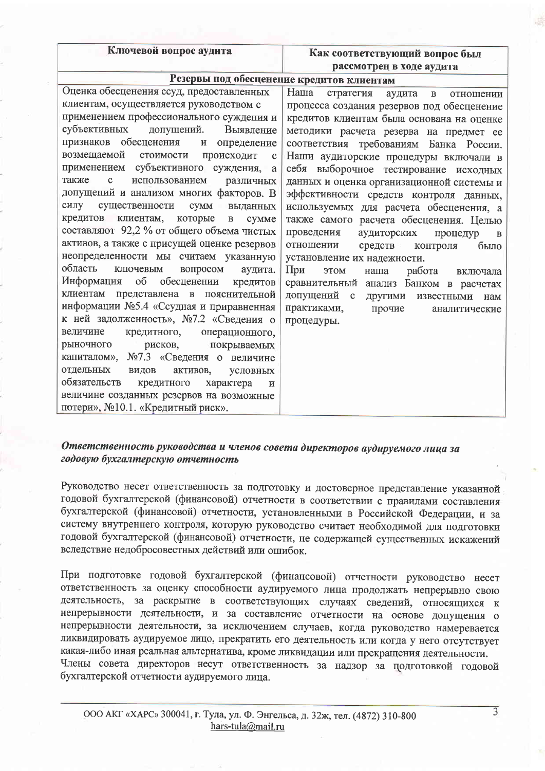| Ключевой вопрос аудита | Как соответствующий вопрос был рассмотрен в ходе аудита |
| --- | --- |
| **Резервы под обесценение кредитов клиентам** | |
| Оценка обесценения ссуд, предоставленных клиентам, осуществляется руководством с применением профессионального суждения и субъективных допущений. Выявление признаков обесценения и определение возмещаемой стоимости происходит с применением субъективного суждения, а также с использованием различных допущений и анализом многих факторов. В силу существенности сумм выданных кредитов клиентам, которые в сумме составляют 92,2 % от общего объема чистых активов, а также с присущей оценке резервов неопределенности мы считаем указанную область ключевым вопросом аудита. Информация об обесценении кредитов клиентам представлена в пояснительной информации №5.4 «Ссудная и приравненная к ней задолженность», №7.2 «Сведения о величине кредитного, операционного, рыночного рисков, покрываемых капиталом», №7.3 «Сведения о величине отдельных видов активов, условных обязательств кредитного характера и величине созданных резервов на возможные потери», №10.1. «Кредитный риск». | Наша стратегия аудита в отношении процесса создания резервов под обесценение кредитов клиентам была основана на оценке методики расчета резерва на предмет ее соответствия требованиям Банка России. Наши аудиторские процедуры включали в себя выборочное тестирование исходных данных и оценка организационной системы и эффективности средств контроля данных, используемых для расчета обесценения, а также самого расчета обесценения. Целью проведения аудиторских процедур в отношении средств контроля было установление их надежности. При этом наша работа включала сравнительный анализ Банком в расчетах допущений с другими известными нам практиками, прочие аналитические процедуры. |

***Ответственность руководства и членов совета директоров аудируемого лица за годовую бухгалтерскую отчетность***

Руководство несет ответственность за подготовку и достоверное представление указанной годовой бухгалтерской (финансовой) отчетности в соответствии с правилами составления бухгалтерской (финансовой) отчетности, установленными в Российской Федерации, и за систему внутреннего контроля, которую руководство считает необходимой для подготовки годовой бухгалтерской (финансовой) отчетности, не содержащей существенных искажений вследствие недобросовестных действий или ошибок.

При подготовке годовой бухгалтерской (финансовой) отчетности руководство несет ответственность за оценку способности аудируемого лица продолжать непрерывно свою деятельность, за раскрытие в соответствующих случаях сведений, относящихся к непрерывности деятельности, и за составление отчетности на основе допущения о непрерывности деятельности, за исключением случаев, когда руководство намеревается ликвидировать аудируемое лицо, прекратить его деятельность или когда у него отсутствует какая-либо иная реальная альтернатива, кроме ликвидации или прекращения деятельности.
Члены совета директоров несут ответственность за надзор за подготовкой годовой бухгалтерской отчетности аудируемого лица.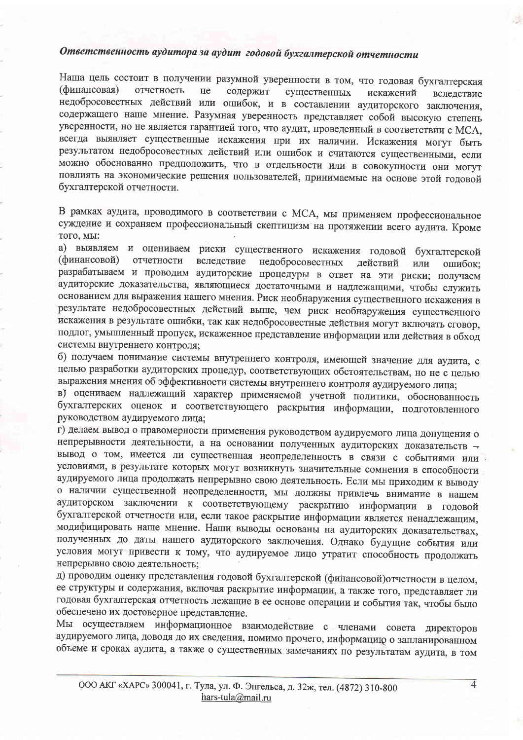***Ответственность аудитора за аудит годовой бухгалтерской отчетности***

Наша цель состоит в получении разумной уверенности в том, что годовая бухгалтерская (финансовая) отчетность не содержит существенных искажений вследствие недобросовестных действий или ошибок, и в составлении аудиторского заключения, содержащего наше мнение. Разумная уверенность представляет собой высокую степень уверенности, но не является гарантией того, что аудит, проведенный в соответствии с МСА, всегда выявляет существенные искажения при их наличии. Искажения могут быть результатом недобросовестных действий или ошибок и считаются существенными, если можно обоснованно предположить, что в отдельности или в совокупности они могут повлиять на экономические решения пользователей, принимаемые на основе этой годовой бухгалтерской отчетности.

В рамках аудита, проводимого в соответствии с МСА, мы применяем профессиональное суждение и сохраняем профессиональный скептицизм на протяжении всего аудита. Кроме того, мы:

а) выявляем и оцениваем риски существенного искажения годовой бухгалтерской (финансовой) отчетности вследствие недобросовестных действий или ошибок; разрабатываем и проводим аудиторские процедуры в ответ на эти риски; получаем аудиторские доказательства, являющиеся достаточными и надлежащими, чтобы служить основанием для выражения нашего мнения. Риск необнаружения существенного искажения в результате недобросовестных действий выше, чем риск необнаружения существенного искажения в результате ошибки, так как недобросовестные действия могут включать сговор, подлог, умышленный пропуск, искаженное представление информации или действия в обход системы внутреннего контроля;

б) получаем понимание системы внутреннего контроля, имеющей значение для аудита, с целью разработки аудиторских процедур, соответствующих обстоятельствам, но не с целью выражения мнения об эффективности системы внутреннего контроля аудируемого лица;

в) оцениваем надлежащий характер применяемой учетной политики, обоснованность бухгалтерских оценок и соответствующего раскрытия информации, подготовленного руководством аудируемого лица;

г) делаем вывод о правомерности применения руководством аудируемого лица допущения о непрерывности деятельности, а на основании полученных аудиторских доказательств – вывод о том, имеется ли существенная неопределенность в связи с событиями или условиями, в результате которых могут возникнуть значительные сомнения в способности аудируемого лица продолжать непрерывно свою деятельность. Если мы приходим к выводу о наличии существенной неопределенности, мы должны привлечь внимание в нашем аудиторском заключении к соответствующему раскрытию информации в годовой бухгалтерской отчетности или, если такое раскрытие информации является ненадлежащим, модифицировать наше мнение. Наши выводы основаны на аудиторских доказательствах, полученных до даты нашего аудиторского заключения. Однако будущие события или условия могут привести к тому, что аудируемое лицо утратит способность продолжать непрерывно свою деятельность;

д) проводим оценку представления годовой бухгалтерской (финансовой)отчетности в целом, ее структуры и содержания, включая раскрытие информации, а также того, представляет ли годовая бухгалтерская отчетность лежащие в ее основе операции и события так, чтобы было обеспечено их достоверное представление.

Мы осуществляем информационное взаимодействие с членами совета директоров аудируемого лица, доводя до их сведения, помимо прочего, информацию о запланированном объеме и сроках аудита, а также о существенных замечаниях по результатам аудита, в том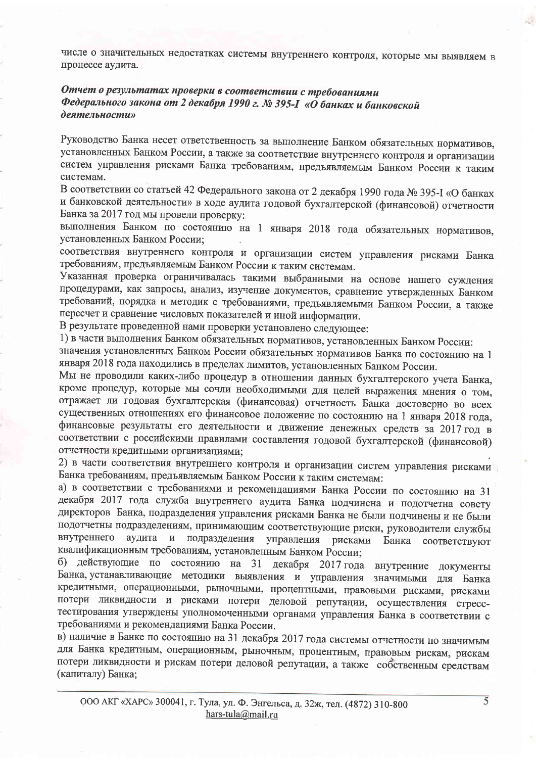числе о значительных недостатках системы внутреннего контроля, которые мы выявляем в процессе аудита.

### *Отчет о результатах проверки в соответствии с требованиями Федерального закона от 2 декабря 1990 г. № 395-I «О банках и банковской деятельности»*

Руководство Банка несет ответственность за выполнение Банком обязательных нормативов, установленных Банком России, а также за соответствие внутреннего контроля и организации систем управления рисками Банка требованиям, предъявляемым Банком России к таким системам.

В соответствии со статьей 42 Федерального закона от 2 декабря 1990 года № 395-I «О банках и банковской деятельности» в ходе аудита годовой бухгалтерской (финансовой) отчетности Банка за 2017 год мы провели проверку:

выполнения Банком по состоянию на 1 января 2018 года обязательных нормативов, установленных Банком России;

соответствия внутреннего контроля и организации систем управления рисками Банка требованиям, предъявляемым Банком России к таким системам.

Указанная проверка ограничивалась такими выбранными на основе нашего суждения процедурами, как запросы, анализ, изучение документов, сравнение утвержденных Банком требований, порядка и методик с требованиями, предъявляемыми Банком России, а также пересчет и сравнение числовых показателей и иной информации.

В результате проведенной нами проверки установлено следующее:

1) в части выполнения Банком обязательных нормативов, установленных Банком России:

значения установленных Банком России обязательных нормативов Банка по состоянию на 1 января 2018 года находились в пределах лимитов, установленных Банком России.

Мы не проводили каких-либо процедур в отношении данных бухгалтерского учета Банка, кроме процедур, которые мы сочли необходимыми для целей выражения мнения о том, отражает ли годовая бухгалтерская (финансовая) отчетность Банка достоверно во всех существенных отношениях его финансовое положение по состоянию на 1 января 2018 года, финансовые результаты его деятельности и движение денежных средств за 2017 год в соответствии с российскими правилами составления годовой бухгалтерской (финансовой) отчетности кредитными организациями;

2) в части соответствия внутреннего контроля и организации систем управления рисками Банка требованиям, предъявляемым Банком России к таким системам:

а) в соответствии с требованиями и рекомендациями Банка России по состоянию на 31 декабря 2017 года служба внутреннего аудита Банка подчинена и подотчетна совету директоров Банка, подразделения управления рисками Банка не были подчинены и не были подотчетны подразделениям, принимающим соответствующие риски, руководители службы внутреннего аудита и подразделения управления рисками Банка соответствуют квалификационным требованиям, установленным Банком России;

б) действующие по состоянию на 31 декабря 2017 года внутренние документы Банка, устанавливающие методики выявления и управления значимыми для Банка кредитными, операционными, рыночными, процентными, правовыми рисками, рисками потери ликвидности и рисками потери деловой репутации, осуществления стресс-тестирования утверждены уполномоченными органами управления Банка в соответствии с требованиями и рекомендациями Банка России.

в) наличие в Банке по состоянию на 31 декабря 2017 года системы отчетности по значимым для Банка кредитным, операционным, рыночным, процентным, правовым рискам, рискам потери ликвидности и рискам потери деловой репутации, а также собственным средствам (капиталу) Банка;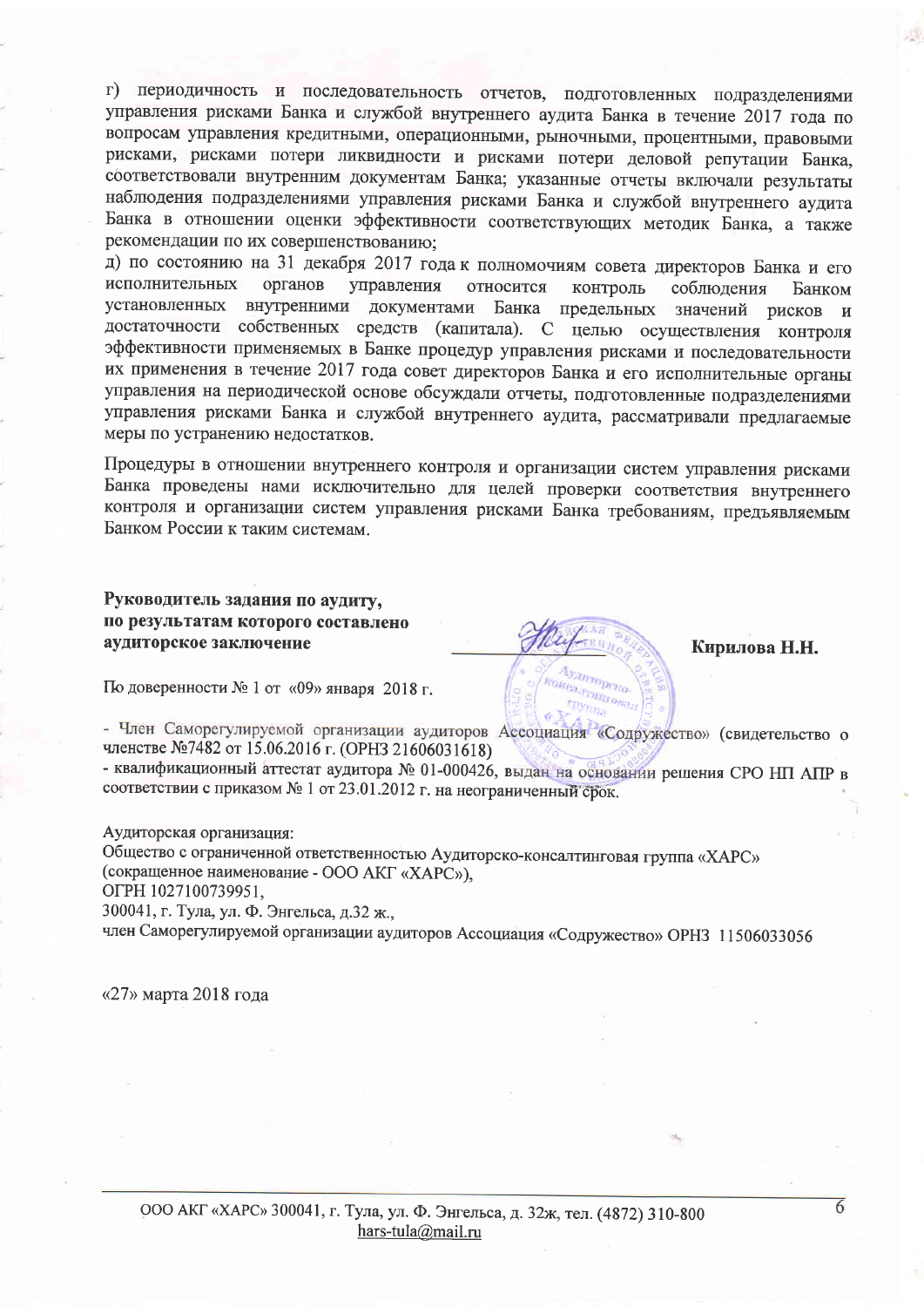г) периодичность и последовательность отчетов, подготовленных подразделениями управления рисками Банка и службой внутреннего аудита Банка в течение 2017 года по вопросам управления кредитными, операционными, рыночными, процентными, правовыми рисками, рисками потери ликвидности и рисками потери деловой репутации Банка, соответствовали внутренним документам Банка; указанные отчеты включали результаты наблюдения подразделениями управления рисками Банка и службой внутреннего аудита Банка в отношении оценки эффективности соответствующих методик Банка, а также рекомендации по их совершенствованию;

д) по состоянию на 31 декабря 2017 года к полномочиям совета директоров Банка и его исполнительных органов управления относится контроль соблюдения Банком установленных внутренними документами Банка предельных значений рисков и достаточности собственных средств (капитала). С целью осуществления контроля эффективности применяемых в Банке процедур управления рисками и последовательности их применения в течение 2017 года совет директоров Банка и его исполнительные органы управления на периодической основе обсуждали отчеты, подготовленные подразделениями управления рисками Банка и службой внутреннего аудита, рассматривали предлагаемые меры по устранению недостатков.

Процедуры в отношении внутреннего контроля и организации систем управления рисками Банка проведены нами исключительно для целей проверки соответствия внутреннего контроля и организации систем управления рисками Банка требованиям, предъявляемым Банком России к таким системам.

**Руководитель задания по аудиту,**
**по результатам которого составлено**
**аудиторское заключение** **Кирилова Н.Н.**

По доверенности № 1 от «09» января 2018 г.

- Член Саморегулируемой организации аудиторов Ассоциация «Содружество» (свидетельство о членстве №7482 от 15.06.2016 г. (ОРНЗ 21606031618)
- квалификационный аттестат аудитора № 01-000426, выдан на основании решения СРО НП АПР в соответствии с приказом № 1 от 23.01.2012 г. на неограниченный срок.

Аудиторская организация:
Общество с ограниченной ответственностью Аудиторско-консалтинговая группа «ХАРС» (сокращенное наименование - ООО АКГ «ХАРС»),
ОГРН 1027100739951,
300041, г. Тула, ул. Ф. Энгельса, д.32 ж.,
член Саморегулируемой организации аудиторов Ассоциация «Содружество» ОРНЗ 11506033056

«27» марта 2018 года